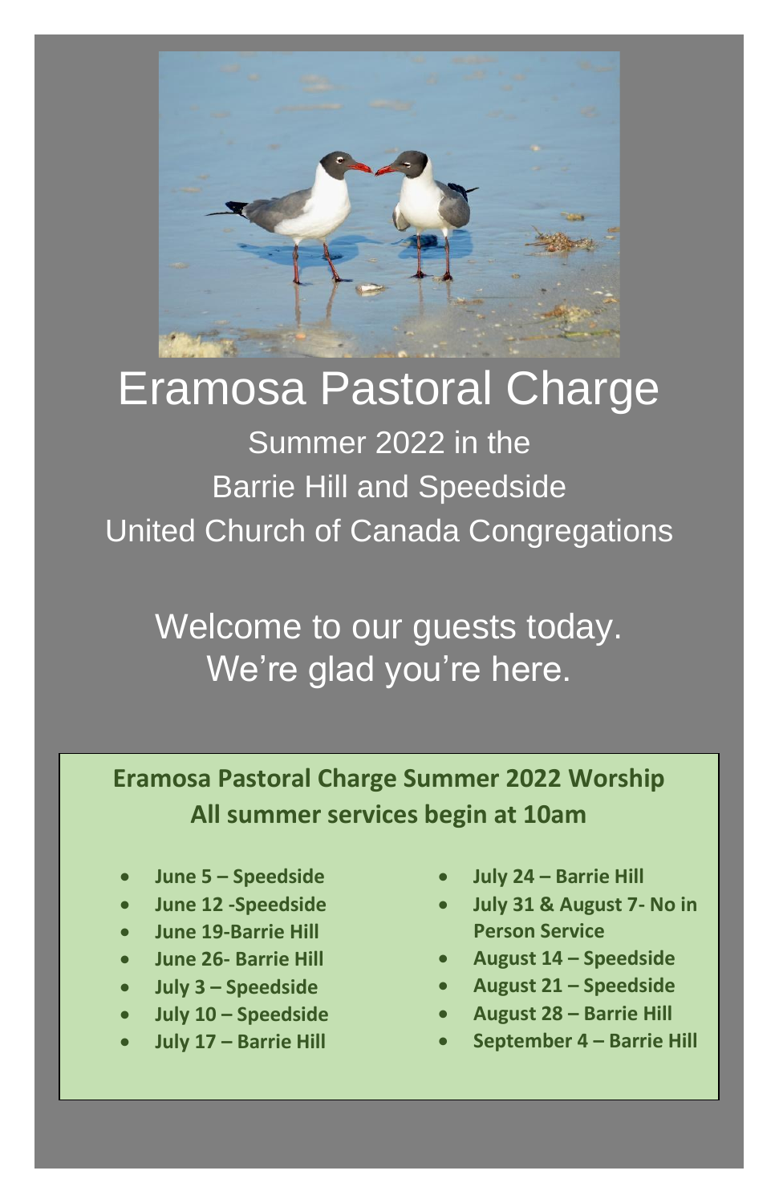# Eramosa Pastoral Charge

Summer 2022 in the
Barrie Hill and Speedside
United Church of Canada Congregations

Welcome to our guests today.
We're glad you're here.

**Eramosa Pastoral Charge Summer 2022 Worship**
**All summer services begin at 10am**

- **June 5 – Speedside**
- **June 12 -Speedside**
- **June 19-Barrie Hill**
- **June 26- Barrie Hill**
- **July 3 – Speedside**
- **July 10 – Speedside**
- **July 17 – Barrie Hill**
- **July 24 – Barrie Hill**
- **July 31 & August 7- No in Person Service**
- **August 14 – Speedside**
- **August 21 – Speedside**
- **August 28 – Barrie Hill**
- **September 4 – Barrie Hill**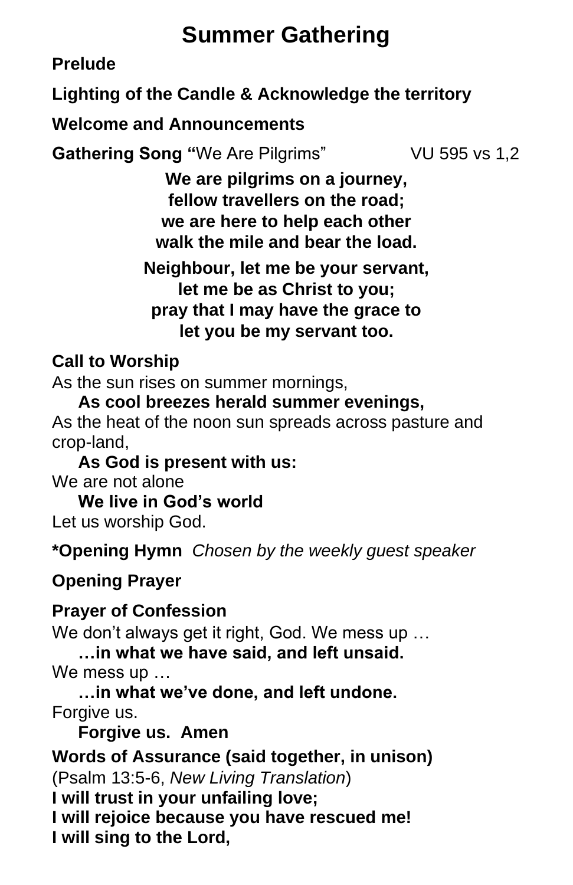# Summer Gathering

**Prelude**

**Lighting of the Candle & Acknowledge the territory**

**Welcome and Announcements**

**Gathering Song "**We Are Pilgrims" VU 595 vs 1,2

**We are pilgrims on a journey,**
**fellow travellers on the road;**
**we are here to help each other**
**walk the mile and bear the load.**

**Neighbour, let me be your servant,**
**let me be as Christ to you;**
**pray that I may have the grace to**
**let you be my servant too.**

**Call to Worship**

As the sun rises on summer mornings,

**As cool breezes herald summer evenings,**

As the heat of the noon sun spreads across pasture and crop-land,

**As God is present with us:**

We are not alone

**We live in God's world**

Let us worship God.

**\*Opening Hymn** *Chosen by the weekly guest speaker*

**Opening Prayer**

**Prayer of Confession**

We don't always get it right, God. We mess up …

**…in what we have said, and left unsaid.**

We mess up …

**…in what we've done, and left undone.**

Forgive us.

**Forgive us. Amen**

**Words of Assurance (said together, in unison)**

(Psalm 13:5-6, *New Living Translation*)

**I will trust in your unfailing love;**
**I will rejoice because you have rescued me!**
**I will sing to the Lord,**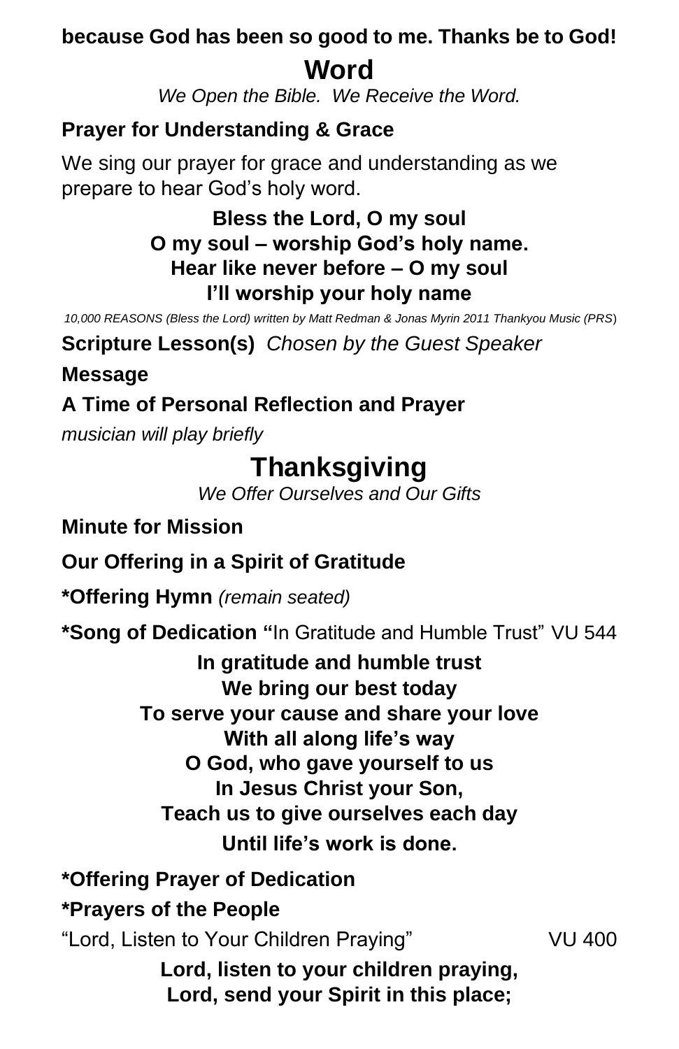**because God has been so good to me. Thanks be to God!**

# Word

*We Open the Bible. We Receive the Word.*

**Prayer for Understanding & Grace**

We sing our prayer for grace and understanding as we prepare to hear God's holy word.

**Bless the Lord, O my soul**
**O my soul – worship God's holy name.**
**Hear like never before – O my soul**
**I'll worship your holy name**

*10,000 REASONS (Bless the Lord) written by Matt Redman & Jonas Myrin 2011 Thankyou Music (PRS)*

**Scripture Lesson(s)** *Chosen by the Guest Speaker*

**Message**

**A Time of Personal Reflection and Prayer**

*musician will play briefly*

# Thanksgiving

*We Offer Ourselves and Our Gifts*

**Minute for Mission**

**Our Offering in a Spirit of Gratitude**

***Offering Hymn** *(remain seated)*

***Song of Dedication** "In Gratitude and Humble Trust" VU 544

**In gratitude and humble trust**
**We bring our best today**
**To serve your cause and share your love**
**With all along life's way**
**O God, who gave yourself to us**
**In Jesus Christ your Son,**
**Teach us to give ourselves each day**
**Until life's work is done.**

***Offering Prayer of Dedication**

***Prayers of the People**

"Lord, Listen to Your Children Praying" VU 400

**Lord, listen to your children praying,**
**Lord, send your Spirit in this place;**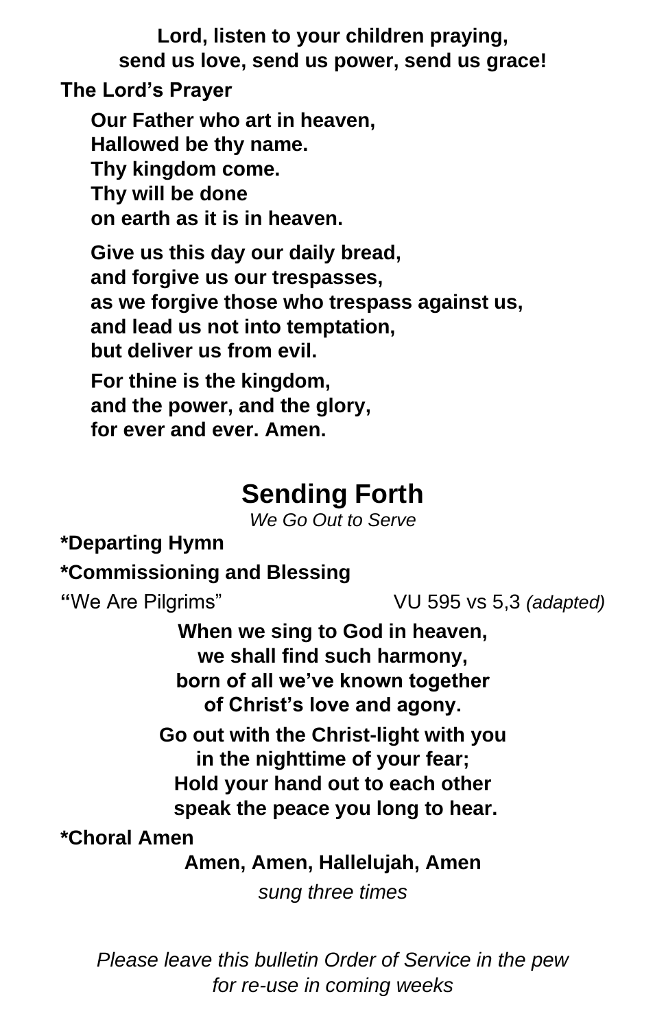**Lord, listen to your children praying,**
**send us love, send us power, send us grace!**

**The Lord's Prayer**

**Our Father who art in heaven,**
**Hallowed be thy name.**
**Thy kingdom come.**
**Thy will be done**
**on earth as it is in heaven.**

**Give us this day our daily bread,**
**and forgive us our trespasses,**
**as we forgive those who trespass against us,**
**and lead us not into temptation,**
**but deliver us from evil.**

**For thine is the kingdom,**
**and the power, and the glory,**
**for ever and ever. Amen.**

## Sending Forth

*We Go Out to Serve*

**\*Departing Hymn**

**\*Commissioning and Blessing**

"We Are Pilgrims" VU 595 vs 5,3 *(adapted)*

**When we sing to God in heaven,**
**we shall find such harmony,**
**born of all we've known together**
**of Christ's love and agony.**

**Go out with the Christ-light with you**
**in the nighttime of your fear;**
**Hold your hand out to each other**
**speak the peace you long to hear.**

**\*Choral Amen**

**Amen, Amen, Hallelujah, Amen**

*sung three times*

*Please leave this bulletin Order of Service in the pew for re-use in coming weeks*